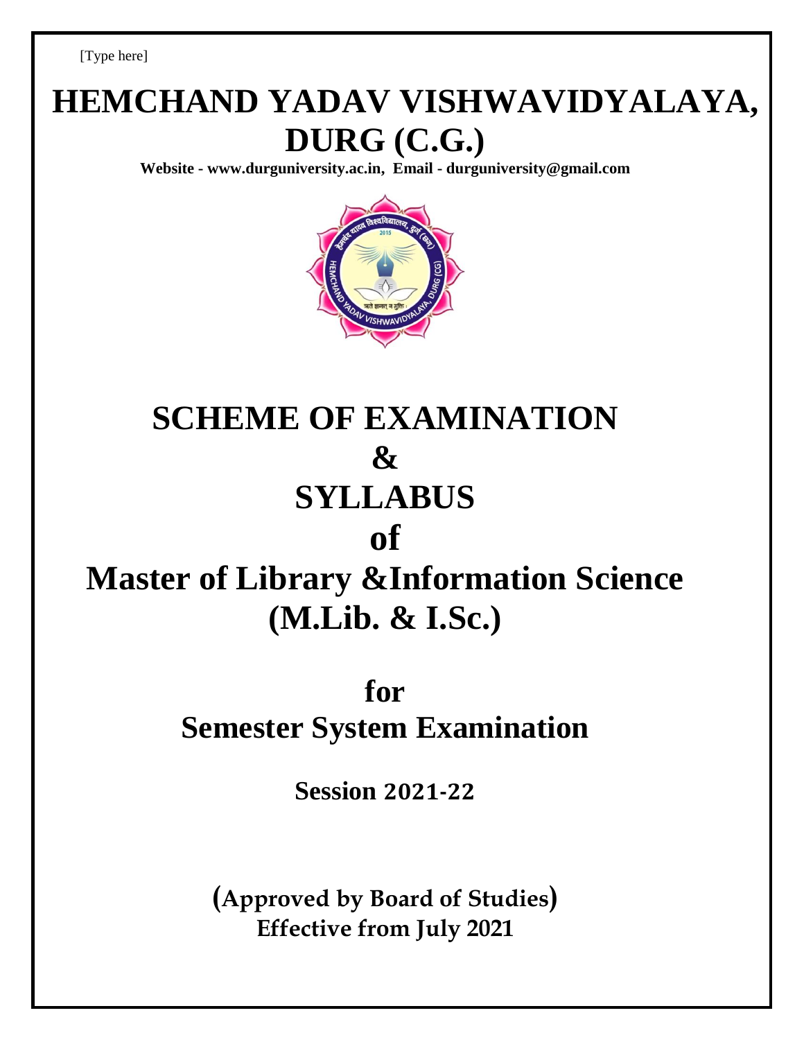[Type here]

# HEMCHAND YADAV VISHWAVIDYALAYA, DURG (C.G.)

**Website - www.durguniversity.ac.in, Email - durguniversity@gmail.com**

# SCHEME OF EXAMINATION
# &
# SYLLABUS
# of
# Master of Library &Information Science (M.Lib. & I.Sc.)

## for
## Semester System Examination

### Session 2021-22

**(Approved by Board of Studies)**
**Effective from July 2021**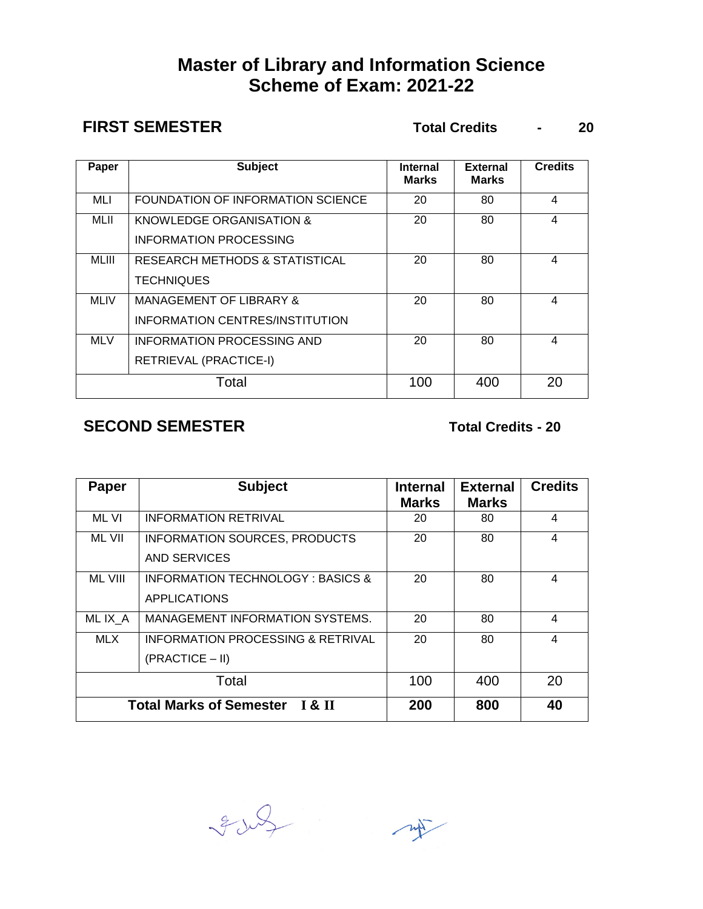# Master of Library and Information Science
# Scheme of Exam: 2021-22

## FIRST SEMESTER

**Total Credits - 20**

| Paper | Subject | Internal Marks | External Marks | Credits |
|---|---|---|---|---|
| MLI | FOUNDATION OF INFORMATION SCIENCE | 20 | 80 | 4 |
| MLII | KNOWLEDGE ORGANISATION & INFORMATION PROCESSING | 20 | 80 | 4 |
| MLIII | RESEARCH METHODS & STATISTICAL TECHNIQUES | 20 | 80 | 4 |
| MLIV | MANAGEMENT OF LIBRARY & INFORMATION CENTRES/INSTITUTION | 20 | 80 | 4 |
| MLV | INFORMATION PROCESSING AND RETRIEVAL (PRACTICE-I) | 20 | 80 | 4 |
| Total | | 100 | 400 | 20 |

## SECOND SEMESTER

**Total Credits - 20**

| Paper | Subject | Internal Marks | External Marks | Credits |
|---|---|---|---|---|
| ML VI | INFORMATION RETRIVAL | 20 | 80 | 4 |
| ML VII | INFORMATION SOURCES, PRODUCTS AND SERVICES | 20 | 80 | 4 |
| ML VIII | INFORMATION TECHNOLOGY : BASICS & APPLICATIONS | 20 | 80 | 4 |
| ML IX_A | MANAGEMENT INFORMATION SYSTEMS. | 20 | 80 | 4 |
| MLX | INFORMATION PROCESSING & RETRIVAL (PRACTICE – II) | 20 | 80 | 4 |
| Total | | 100 | 400 | 20 |
| **Total Marks of Semester I & II** | | **200** | **800** | **40** |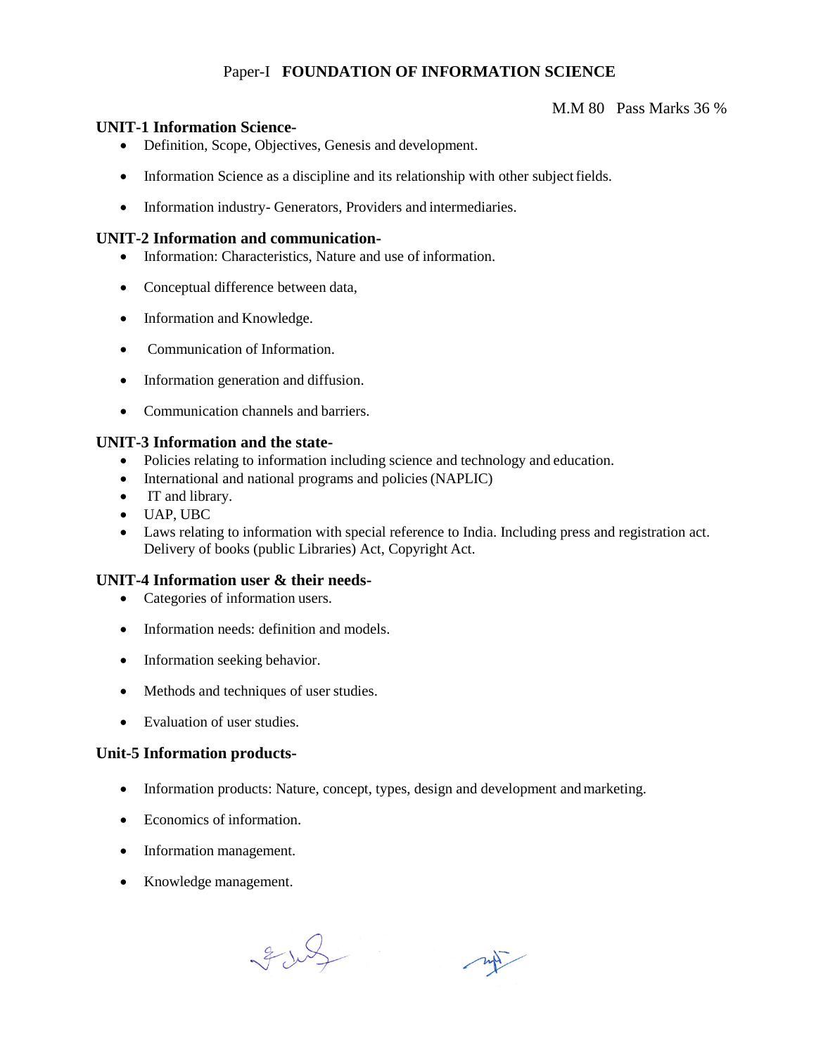## Paper-I **FOUNDATION OF INFORMATION SCIENCE**

M.M 80 Pass Marks 36 %

### UNIT-1 Information Science-

- Definition, Scope, Objectives, Genesis and development.
- Information Science as a discipline and its relationship with other subject fields.
- Information industry- Generators, Providers and intermediaries.

### UNIT-2 Information and communication-

- Information: Characteristics, Nature and use of information.
- Conceptual difference between data,
- Information and Knowledge.
- Communication of Information.
- Information generation and diffusion.
- Communication channels and barriers.

### UNIT-3 Information and the state-

- Policies relating to information including science and technology and education.
- International and national programs and policies (NAPLIC)
- IT and library.
- UAP, UBC
- Laws relating to information with special reference to India. Including press and registration act. Delivery of books (public Libraries) Act, Copyright Act.

### UNIT-4 Information user & their needs-

- Categories of information users.
- Information needs: definition and models.
- Information seeking behavior.
- Methods and techniques of user studies.
- Evaluation of user studies.

### Unit-5 Information products-

- Information products: Nature, concept, types, design and development and marketing.
- Economics of information.
- Information management.
- Knowledge management.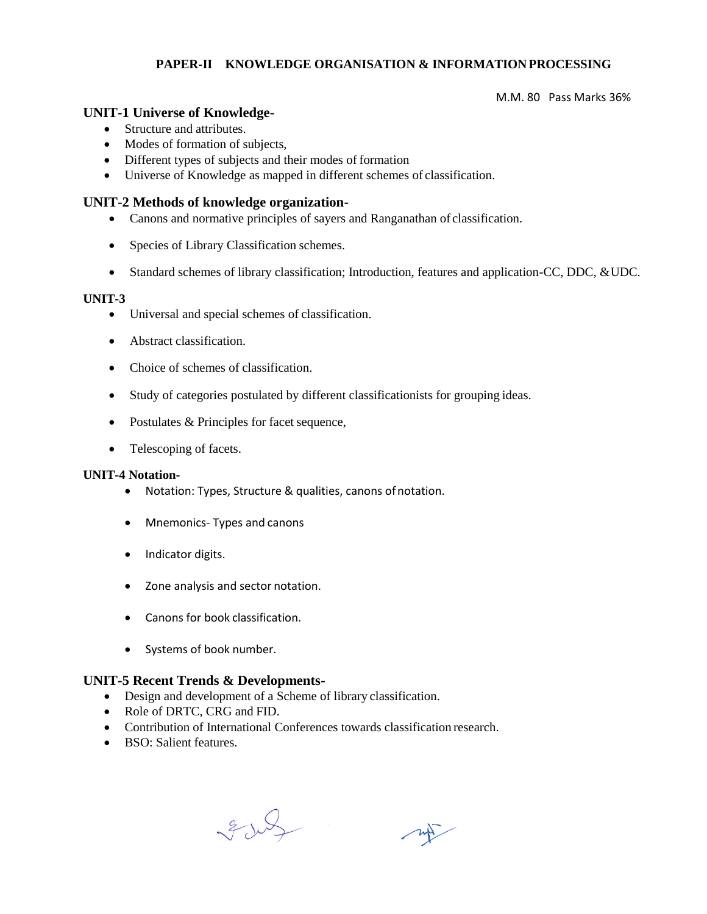## PAPER-II KNOWLEDGE ORGANISATION & INFORMATION PROCESSING

M.M. 80 Pass Marks 36%

### UNIT-1 Universe of Knowledge-

- Structure and attributes.
- Modes of formation of subjects,
- Different types of subjects and their modes of formation
- Universe of Knowledge as mapped in different schemes of classification.

### UNIT-2 Methods of knowledge organization-

- Canons and normative principles of sayers and Ranganathan of classification.
- Species of Library Classification schemes.
- Standard schemes of library classification; Introduction, features and application-CC, DDC, &UDC.

### UNIT-3

- Universal and special schemes of classification.
- Abstract classification.
- Choice of schemes of classification.
- Study of categories postulated by different classificationists for grouping ideas.
- Postulates & Principles for facet sequence,
- Telescoping of facets.

### UNIT-4 Notation-

- Notation: Types, Structure & qualities, canons of notation.
- Mnemonics- Types and canons
- Indicator digits.
- Zone analysis and sector notation.
- Canons for book classification.
- Systems of book number.

### UNIT-5 Recent Trends & Developments-

- Design and development of a Scheme of library classification.
- Role of DRTC, CRG and FID.
- Contribution of International Conferences towards classification research.
- BSO: Salient features.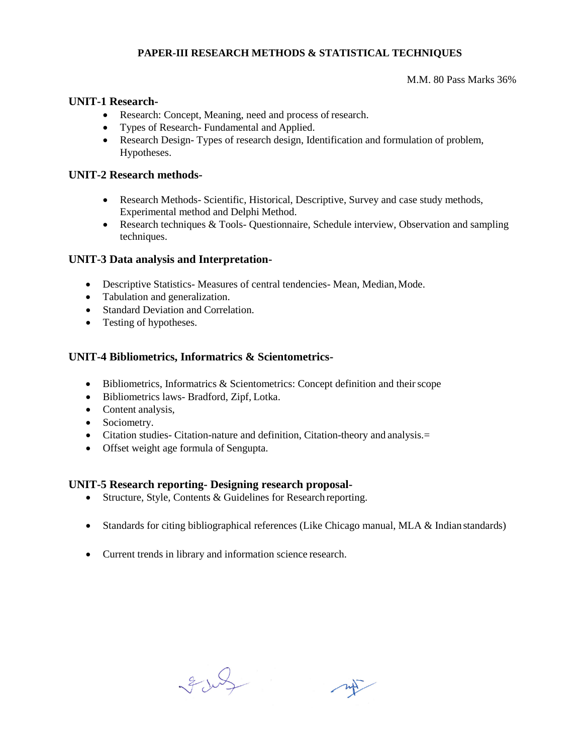# PAPER-III RESEARCH METHODS & STATISTICAL TECHNIQUES

M.M. 80 Pass Marks 36%

## UNIT-1 Research-

- Research: Concept, Meaning, need and process of research.
- Types of Research- Fundamental and Applied.
- Research Design- Types of research design, Identification and formulation of problem, Hypotheses.

## UNIT-2 Research methods-

- Research Methods- Scientific, Historical, Descriptive, Survey and case study methods, Experimental method and Delphi Method.
- Research techniques & Tools- Questionnaire, Schedule interview, Observation and sampling techniques.

## UNIT-3 Data analysis and Interpretation-

- Descriptive Statistics- Measures of central tendencies- Mean, Median, Mode.
- Tabulation and generalization.
- Standard Deviation and Correlation.
- Testing of hypotheses.

## UNIT-4 Bibliometrics, Informatrics & Scientometrics-

- Bibliometrics, Informatrics & Scientometrics: Concept definition and their scope
- Bibliometrics laws- Bradford, Zipf, Lotka.
- Content analysis,
- Sociometry.
- Citation studies- Citation-nature and definition, Citation-theory and analysis.=
- Offset weight age formula of Sengupta.

## UNIT-5 Research reporting- Designing research proposal-

- Structure, Style, Contents & Guidelines for Research reporting.
- Standards for citing bibliographical references (Like Chicago manual, MLA & Indian standards)
- Current trends in library and information science research.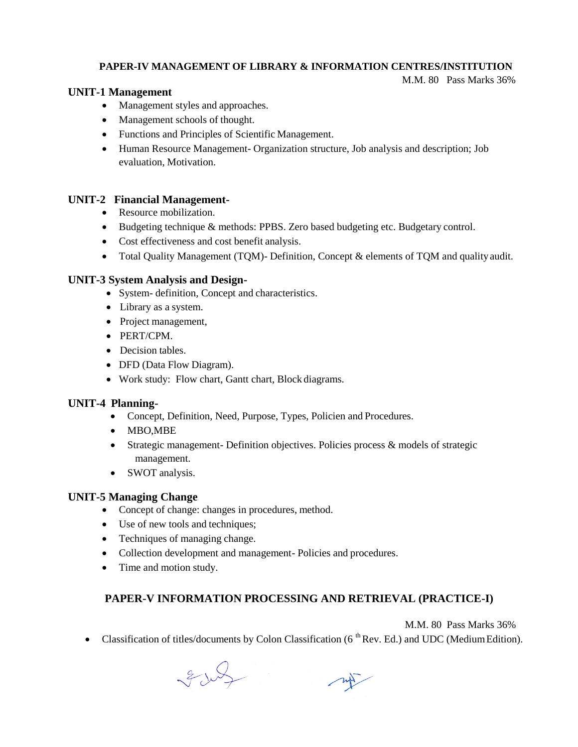## PAPER-IV MANAGEMENT OF LIBRARY & INFORMATION CENTRES/INSTITUTION

M.M. 80 Pass Marks 36%

### UNIT-1 Management

- Management styles and approaches.
- Management schools of thought.
- Functions and Principles of Scientific Management.
- Human Resource Management- Organization structure, Job analysis and description; Job evaluation, Motivation.

### UNIT-2 Financial Management-

- Resource mobilization.
- Budgeting technique & methods: PPBS. Zero based budgeting etc. Budgetary control.
- Cost effectiveness and cost benefit analysis.
- Total Quality Management (TQM)- Definition, Concept & elements of TQM and quality audit.

### UNIT-3 System Analysis and Design-

- System- definition, Concept and characteristics.
- Library as a system.
- Project management,
- PERT/CPM.
- Decision tables.
- DFD (Data Flow Diagram).
- Work study: Flow chart, Gantt chart, Block diagrams.

### UNIT-4 Planning-

- Concept, Definition, Need, Purpose, Types, Policien and Procedures.
- MBO,MBE
- Strategic management- Definition objectives. Policies process & models of strategic management.
- SWOT analysis.

### UNIT-5 Managing Change

- Concept of change: changes in procedures, method.
- Use of new tools and techniques;
- Techniques of managing change.
- Collection development and management- Policies and procedures.
- Time and motion study.

## PAPER-V INFORMATION PROCESSING AND RETRIEVAL (PRACTICE-I)

M.M. 80 Pass Marks 36%

- Classification of titles/documents by Colon Classification (6th Rev. Ed.) and UDC (Medium Edition).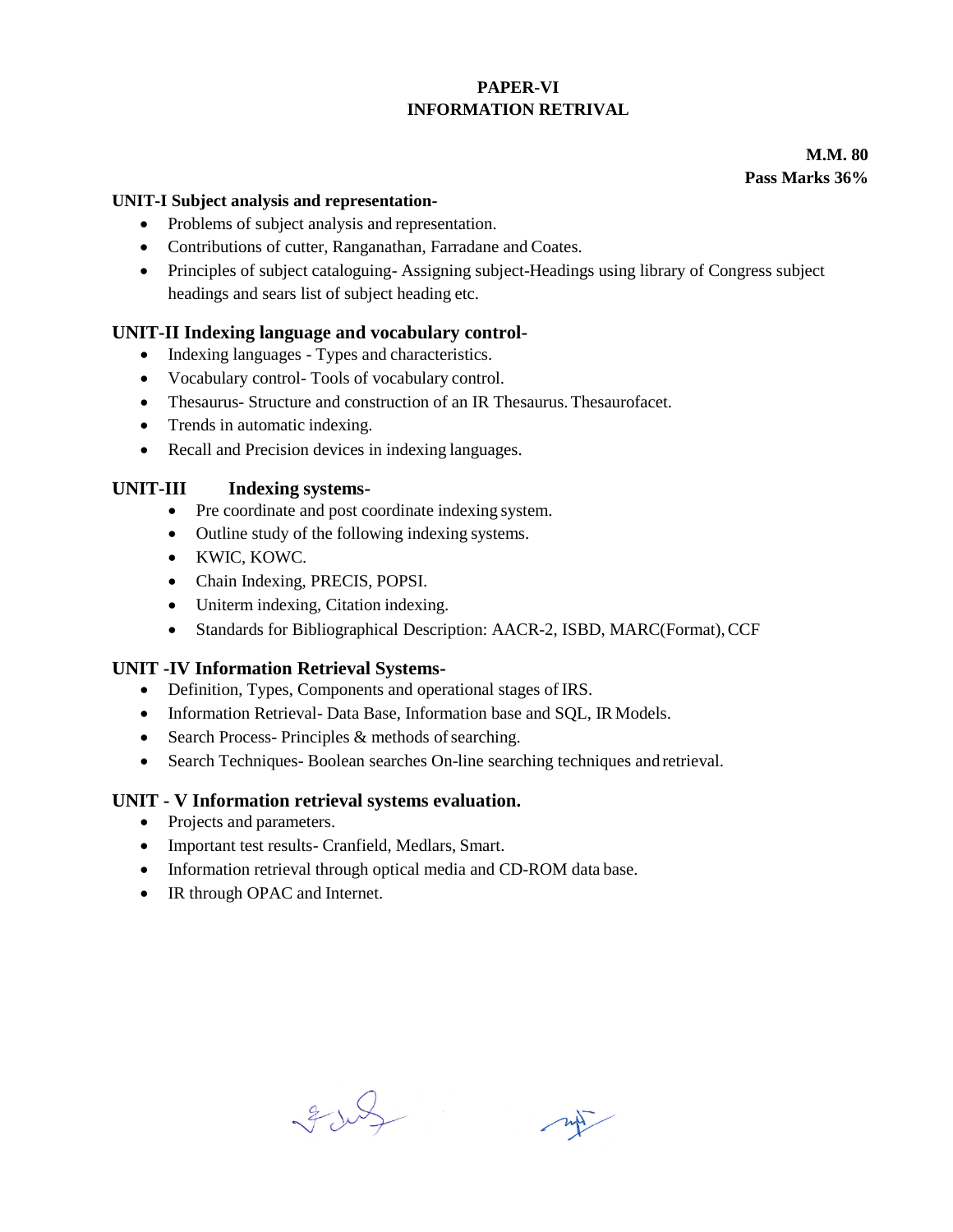# PAPER-VI
# INFORMATION RETRIVAL

**M.M. 80**
**Pass Marks 36%**

## UNIT-I Subject analysis and representation-

- Problems of subject analysis and representation.
- Contributions of cutter, Ranganathan, Farradane and Coates.
- Principles of subject cataloguing- Assigning subject-Headings using library of Congress subject headings and sears list of subject heading etc.

## UNIT-II Indexing language and vocabulary control-

- Indexing languages - Types and characteristics.
- Vocabulary control- Tools of vocabulary control.
- Thesaurus- Structure and construction of an IR Thesaurus. Thesaurofacet.
- Trends in automatic indexing.
- Recall and Precision devices in indexing languages.

## UNIT-III Indexing systems-

- Pre coordinate and post coordinate indexing system.
- Outline study of the following indexing systems.
- KWIC, KOWC.
- Chain Indexing, PRECIS, POPSI.
- Uniterm indexing, Citation indexing.
- Standards for Bibliographical Description: AACR-2, ISBD, MARC(Format), CCF

## UNIT -IV Information Retrieval Systems-

- Definition, Types, Components and operational stages of IRS.
- Information Retrieval- Data Base, Information base and SQL, IR Models.
- Search Process- Principles & methods of searching.
- Search Techniques- Boolean searches On-line searching techniques and retrieval.

## UNIT - V Information retrieval systems evaluation.

- Projects and parameters.
- Important test results- Cranfield, Medlars, Smart.
- Information retrieval through optical media and CD-ROM data base.
- IR through OPAC and Internet.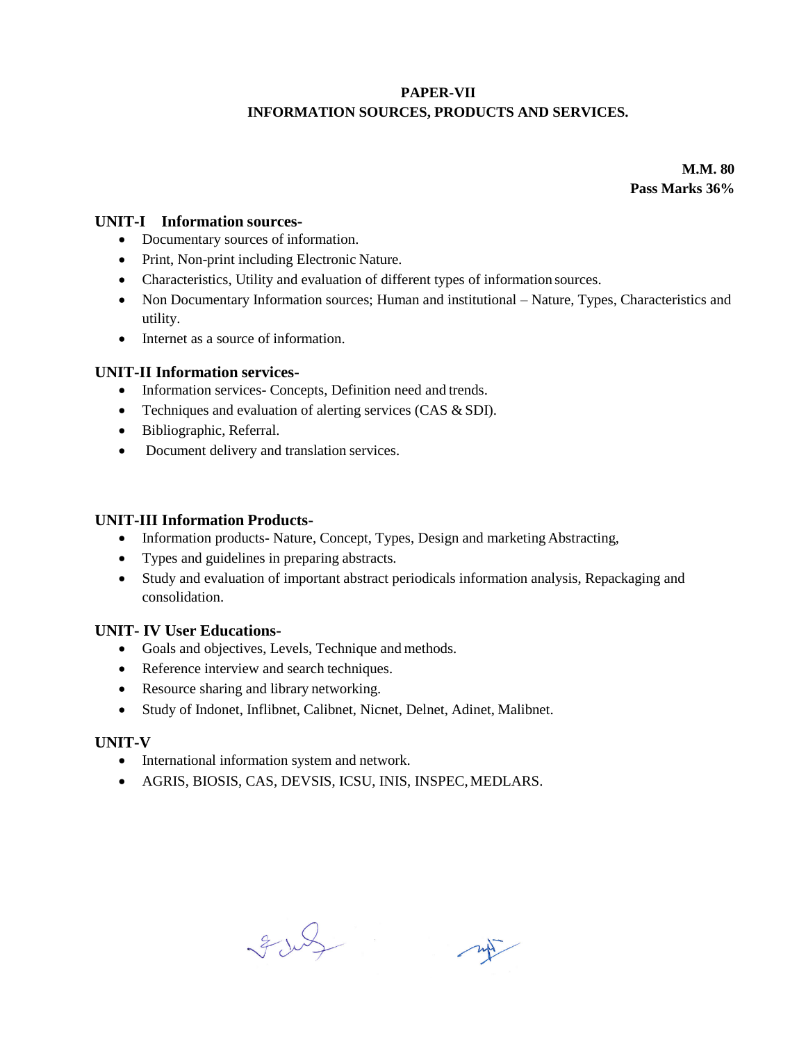## PAPER-VII
## INFORMATION SOURCES, PRODUCTS AND SERVICES.

**M.M. 80**
**Pass Marks 36%**

### UNIT-I Information sources-

- Documentary sources of information.
- Print, Non-print including Electronic Nature.
- Characteristics, Utility and evaluation of different types of information sources.
- Non Documentary Information sources; Human and institutional – Nature, Types, Characteristics and utility.
- Internet as a source of information.

### UNIT-II Information services-

- Information services- Concepts, Definition need and trends.
- Techniques and evaluation of alerting services (CAS & SDI).
- Bibliographic, Referral.
- Document delivery and translation services.

### UNIT-III Information Products-

- Information products- Nature, Concept, Types, Design and marketing Abstracting,
- Types and guidelines in preparing abstracts.
- Study and evaluation of important abstract periodicals information analysis, Repackaging and consolidation.

### UNIT- IV User Educations-

- Goals and objectives, Levels, Technique and methods.
- Reference interview and search techniques.
- Resource sharing and library networking.
- Study of Indonet, Inflibnet, Calibnet, Nicnet, Delnet, Adinet, Malibnet.

### UNIT-V

- International information system and network.
- AGRIS, BIOSIS, CAS, DEVSIS, ICSU, INIS, INSPEC, MEDLARS.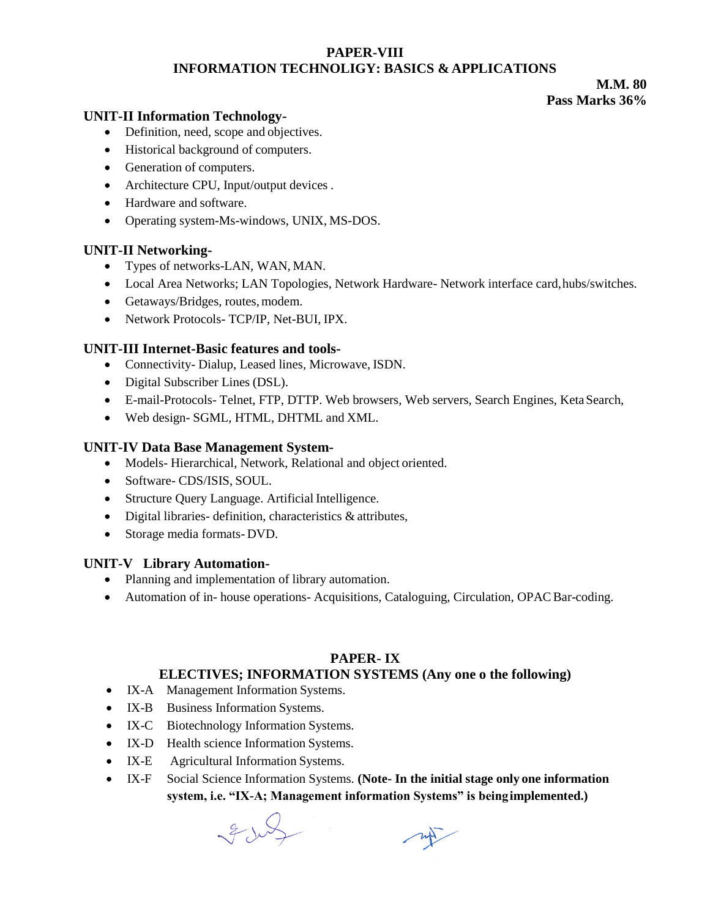## PAPER-VIII
## INFORMATION TECHNOLIGY: BASICS & APPLICATIONS

**M.M. 80**
**Pass Marks 36%**

### UNIT-II Information Technology-

- Definition, need, scope and objectives.
- Historical background of computers.
- Generation of computers.
- Architecture CPU, Input/output devices .
- Hardware and software.
- Operating system-Ms-windows, UNIX, MS-DOS.

### UNIT-II Networking-

- Types of networks-LAN, WAN, MAN.
- Local Area Networks; LAN Topologies, Network Hardware- Network interface card, hubs/switches.
- Getaways/Bridges, routes, modem.
- Network Protocols- TCP/IP, Net-BUI, IPX.

### UNIT-III Internet-Basic features and tools-

- Connectivity- Dialup, Leased lines, Microwave, ISDN.
- Digital Subscriber Lines (DSL).
- E-mail-Protocols- Telnet, FTP, DTTP. Web browsers, Web servers, Search Engines, Keta Search,
- Web design- SGML, HTML, DHTML and XML.

### UNIT-IV Data Base Management System-

- Models- Hierarchical, Network, Relational and object oriented.
- Software- CDS/ISIS, SOUL.
- Structure Query Language. Artificial Intelligence.
- Digital libraries- definition, characteristics & attributes,
- Storage media formats- DVD.

### UNIT-V Library Automation-

- Planning and implementation of library automation.
- Automation of in- house operations- Acquisitions, Cataloguing, Circulation, OPAC Bar-coding.

## PAPER- IX
## ELECTIVES; INFORMATION SYSTEMS (Any one o the following)

- IX-A Management Information Systems.
- IX-B Business Information Systems.
- IX-C Biotechnology Information Systems.
- IX-D Health science Information Systems.
- IX-E Agricultural Information Systems.
- IX-F Social Science Information Systems. **(Note- In the initial stage only one information system, i.e. "IX-A; Management information Systems" is being implemented.)**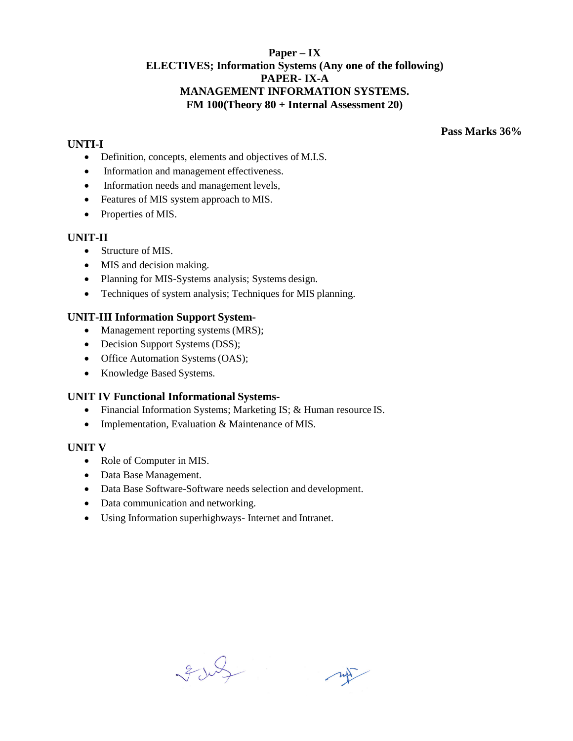**Paper – IX**
**ELECTIVES; Information Systems (Any one of the following)**
**PAPER- IX-A**
**MANAGEMENT INFORMATION SYSTEMS.**
**FM 100(Theory 80 + Internal Assessment 20)**

**Pass Marks 36%**

**UNTI-I**

- Definition, concepts, elements and objectives of M.I.S.
- Information and management effectiveness.
- Information needs and management levels,
- Features of MIS system approach to MIS.
- Properties of MIS.

**UNIT-II**

- Structure of MIS.
- MIS and decision making.
- Planning for MIS-Systems analysis; Systems design.
- Techniques of system analysis; Techniques for MIS planning.

**UNIT-III Information Support System-**

- Management reporting systems (MRS);
- Decision Support Systems (DSS);
- Office Automation Systems (OAS);
- Knowledge Based Systems.

**UNIT IV Functional Informational Systems-**

- Financial Information Systems; Marketing IS; & Human resource IS.
- Implementation, Evaluation & Maintenance of MIS.

**UNIT V**

- Role of Computer in MIS.
- Data Base Management.
- Data Base Software-Software needs selection and development.
- Data communication and networking.
- Using Information superhighways- Internet and Intranet.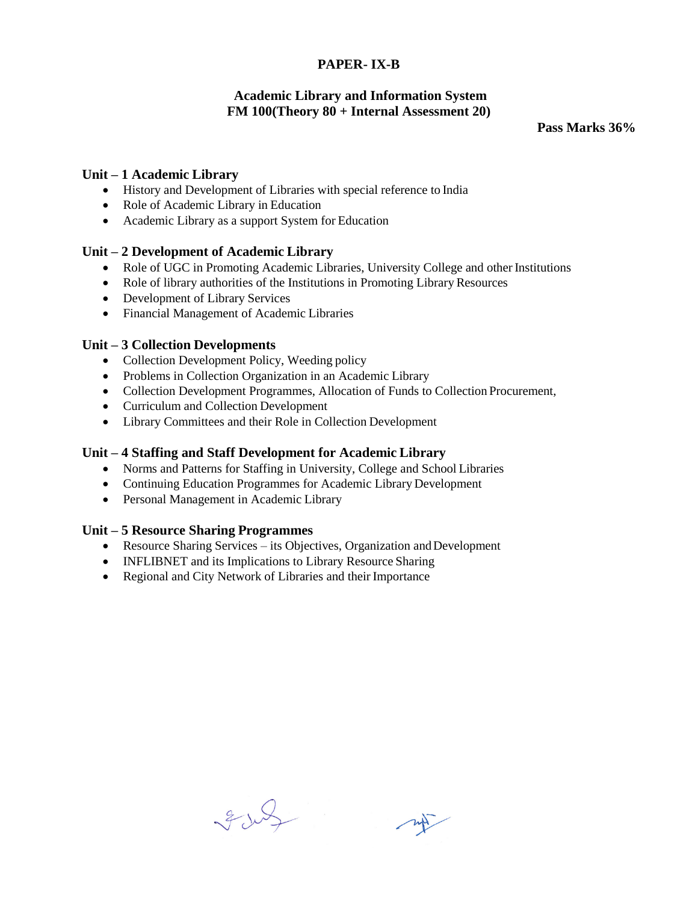# PAPER- IX-B

## Academic Library and Information System
## FM 100(Theory 80 + Internal Assessment 20)

**Pass Marks 36%**

### Unit – 1 Academic Library

- History and Development of Libraries with special reference to India
- Role of Academic Library in Education
- Academic Library as a support System for Education

### Unit – 2 Development of Academic Library

- Role of UGC in Promoting Academic Libraries, University College and other Institutions
- Role of library authorities of the Institutions in Promoting Library Resources
- Development of Library Services
- Financial Management of Academic Libraries

### Unit – 3 Collection Developments

- Collection Development Policy, Weeding policy
- Problems in Collection Organization in an Academic Library
- Collection Development Programmes, Allocation of Funds to Collection Procurement,
- Curriculum and Collection Development
- Library Committees and their Role in Collection Development

### Unit – 4 Staffing and Staff Development for Academic Library

- Norms and Patterns for Staffing in University, College and School Libraries
- Continuing Education Programmes for Academic Library Development
- Personal Management in Academic Library

### Unit – 5 Resource Sharing Programmes

- Resource Sharing Services – its Objectives, Organization and Development
- INFLIBNET and its Implications to Library Resource Sharing
- Regional and City Network of Libraries and their Importance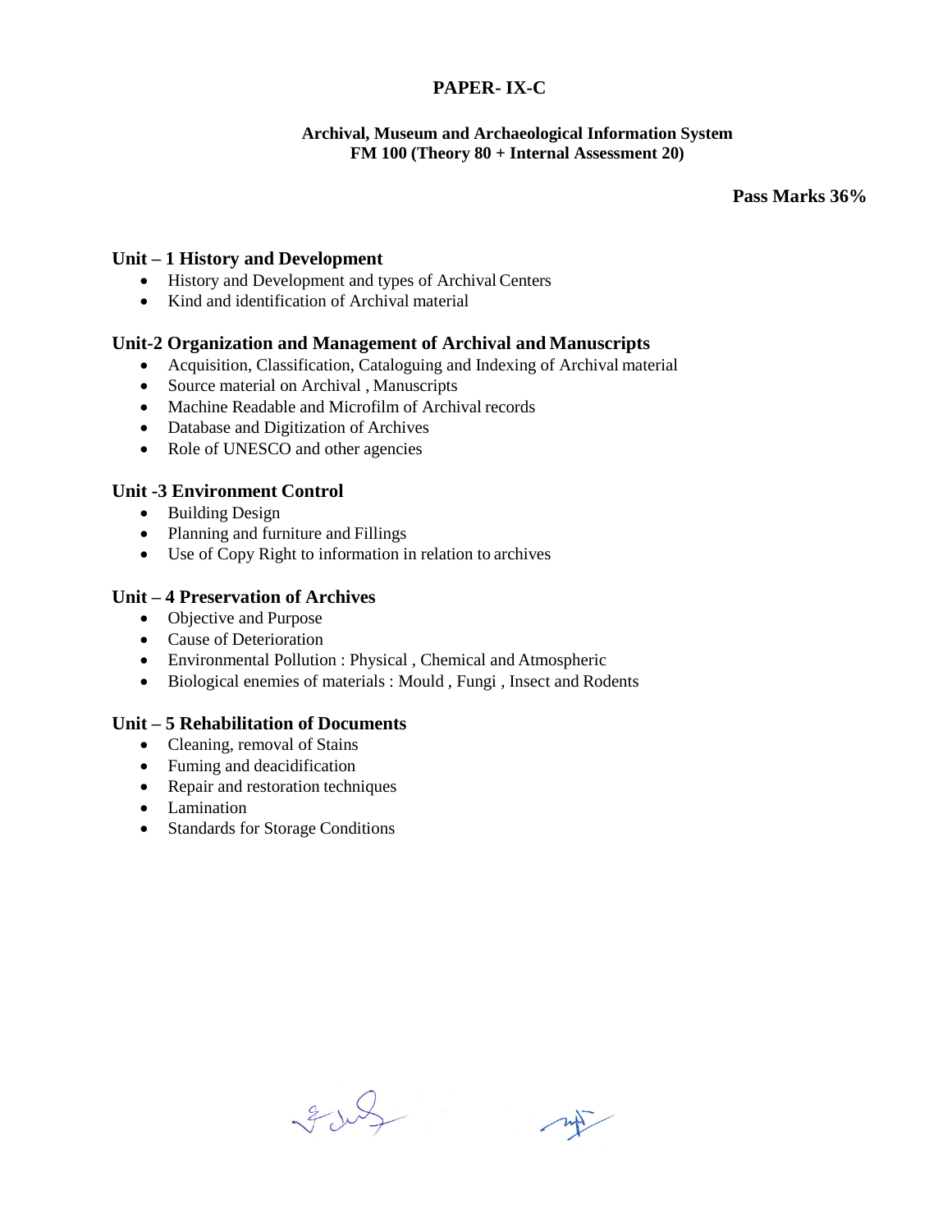# PAPER- IX-C

**Archival, Museum and Archaeological Information System**
**FM 100 (Theory 80 + Internal Assessment 20)**

**Pass Marks 36%**

## Unit – 1 History and Development

- History and Development and types of Archival Centers
- Kind and identification of Archival material

## Unit-2 Organization and Management of Archival and Manuscripts

- Acquisition, Classification, Cataloguing and Indexing of Archival material
- Source material on Archival , Manuscripts
- Machine Readable and Microfilm of Archival records
- Database and Digitization of Archives
- Role of UNESCO and other agencies

## Unit -3 Environment Control

- Building Design
- Planning and furniture and Fillings
- Use of Copy Right to information in relation to archives

## Unit – 4 Preservation of Archives

- Objective and Purpose
- Cause of Deterioration
- Environmental Pollution : Physical , Chemical and Atmospheric
- Biological enemies of materials : Mould , Fungi , Insect and Rodents

## Unit – 5 Rehabilitation of Documents

- Cleaning, removal of Stains
- Fuming and deacidification
- Repair and restoration techniques
- Lamination
- Standards for Storage Conditions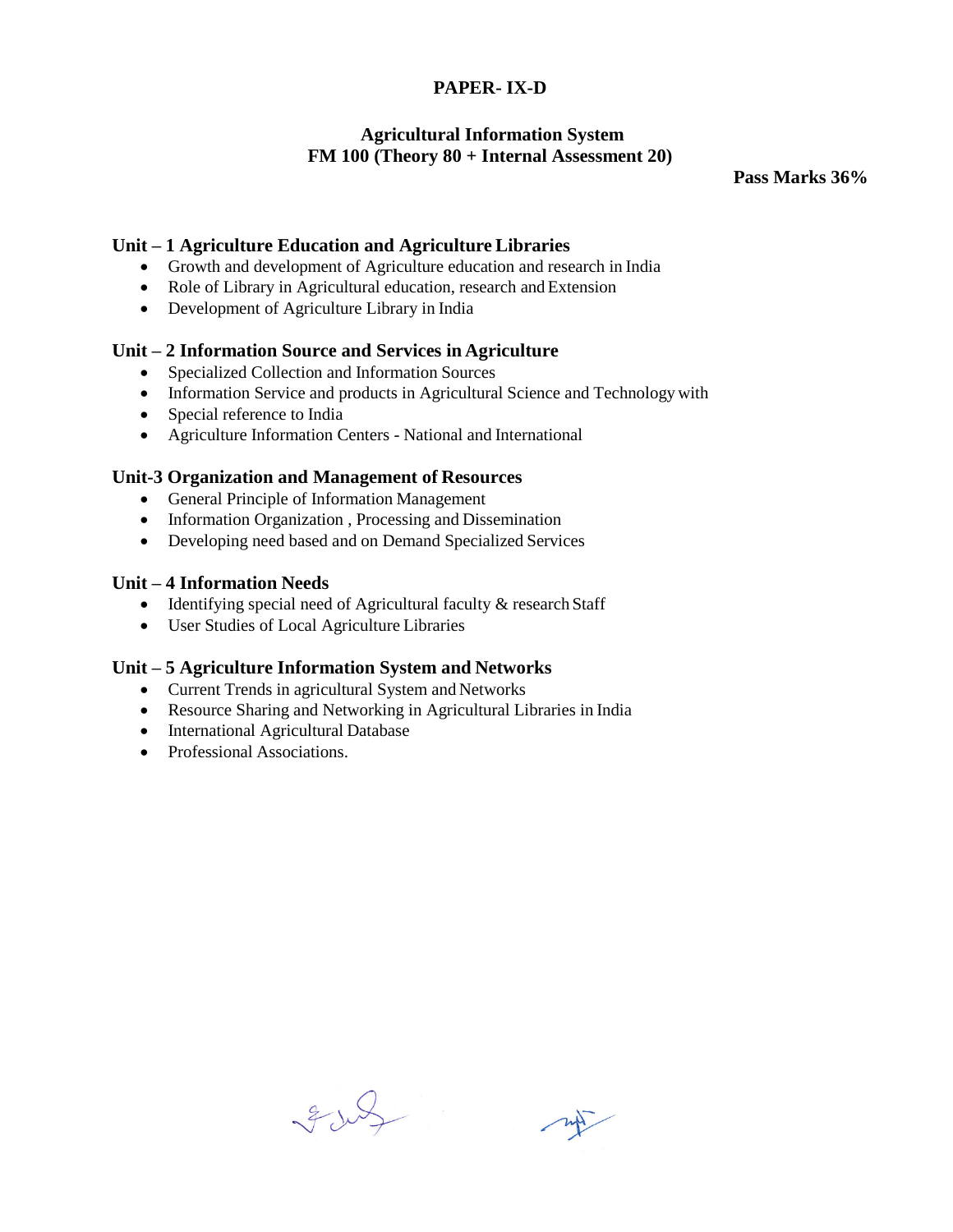**PAPER- IX-D**

**Agricultural Information System**
**FM 100 (Theory 80 + Internal Assessment 20)**

**Pass Marks 36%**

### Unit – 1 Agriculture Education and Agriculture Libraries

- Growth and development of Agriculture education and research in India
- Role of Library in Agricultural education, research and Extension
- Development of Agriculture Library in India

### Unit – 2 Information Source and Services in Agriculture

- Specialized Collection and Information Sources
- Information Service and products in Agricultural Science and Technology with
- Special reference to India
- Agriculture Information Centers - National and International

### Unit-3 Organization and Management of Resources

- General Principle of Information Management
- Information Organization , Processing and Dissemination
- Developing need based and on Demand Specialized Services

### Unit – 4 Information Needs

- Identifying special need of Agricultural faculty & research Staff
- User Studies of Local Agriculture Libraries

### Unit – 5 Agriculture Information System and Networks

- Current Trends in agricultural System and Networks
- Resource Sharing and Networking in Agricultural Libraries in India
- International Agricultural Database
- Professional Associations.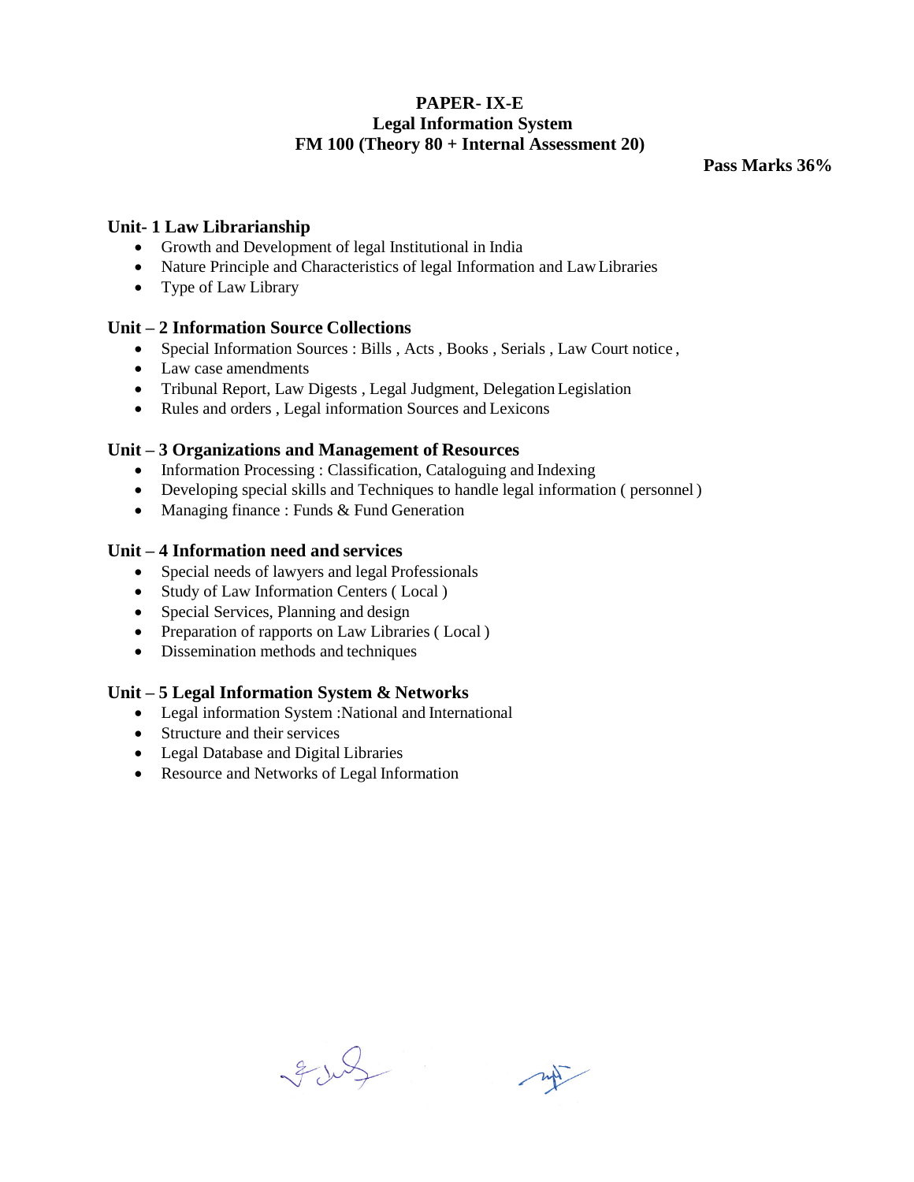**PAPER- IX-E**
**Legal Information System**
**FM 100 (Theory 80 + Internal Assessment 20)**

**Pass Marks 36%**

### Unit- 1 Law Librarianship

- Growth and Development of legal Institutional in India
- Nature Principle and Characteristics of legal Information and Law Libraries
- Type of Law Library

### Unit – 2 Information Source Collections

- Special Information Sources : Bills , Acts , Books , Serials , Law Court notice ,
- Law case amendments
- Tribunal Report, Law Digests , Legal Judgment, Delegation Legislation
- Rules and orders , Legal information Sources and Lexicons

### Unit – 3 Organizations and Management of Resources

- Information Processing : Classification, Cataloguing and Indexing
- Developing special skills and Techniques to handle legal information ( personnel )
- Managing finance : Funds & Fund Generation

### Unit – 4 Information need and services

- Special needs of lawyers and legal Professionals
- Study of Law Information Centers ( Local )
- Special Services, Planning and design
- Preparation of rapports on Law Libraries ( Local )
- Dissemination methods and techniques

### Unit – 5 Legal Information System & Networks

- Legal information System :National and International
- Structure and their services
- Legal Database and Digital Libraries
- Resource and Networks of Legal Information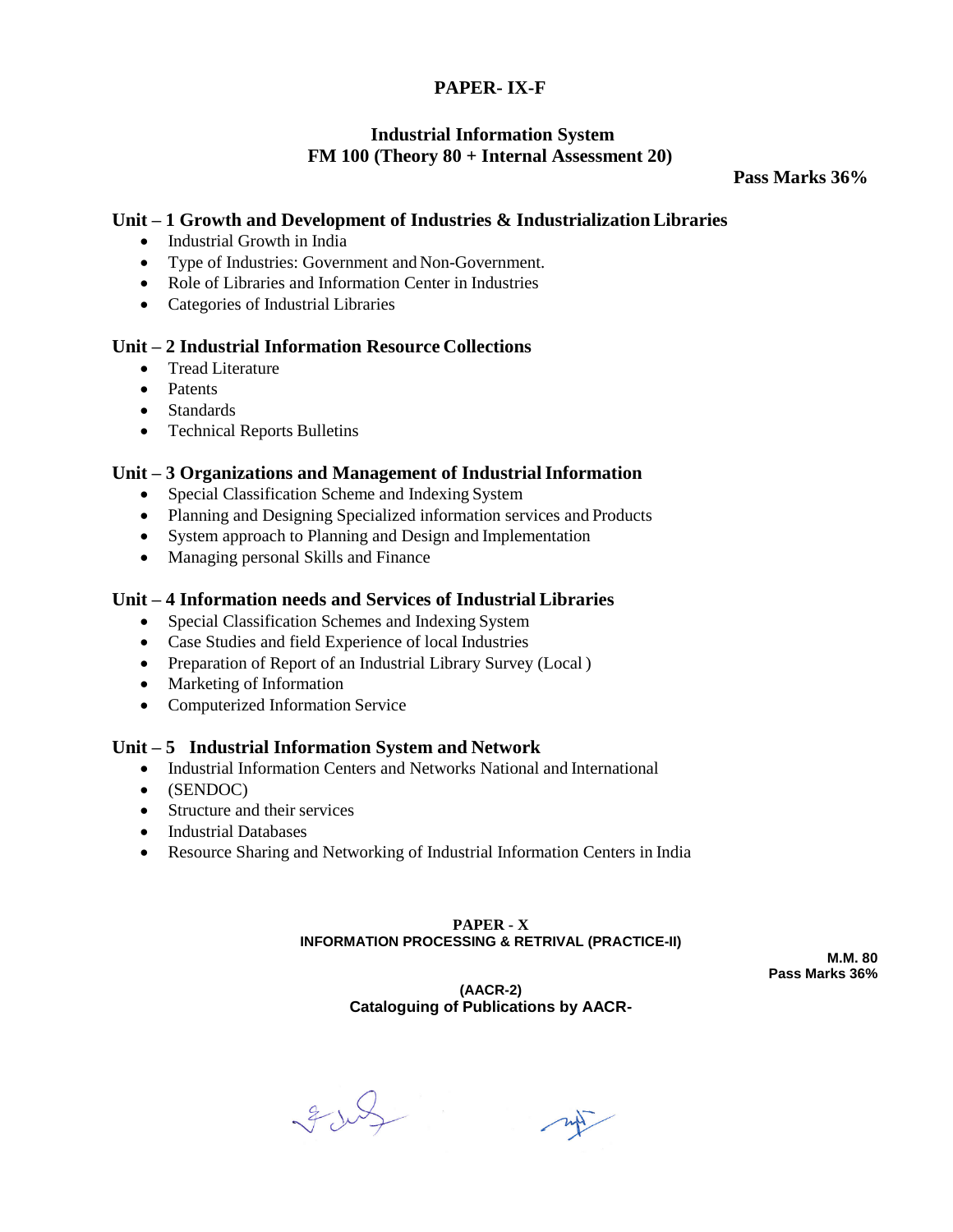## PAPER- IX-F

### Industrial Information System
### FM 100 (Theory 80 + Internal Assessment 20)

**Pass Marks 36%**

### Unit – 1 Growth and Development of Industries & Industrialization Libraries

- Industrial Growth in India
- Type of Industries: Government and Non-Government.
- Role of Libraries and Information Center in Industries
- Categories of Industrial Libraries

### Unit – 2 Industrial Information Resource Collections

- Tread Literature
- Patents
- Standards
- Technical Reports Bulletins

### Unit – 3 Organizations and Management of Industrial Information

- Special Classification Scheme and Indexing System
- Planning and Designing Specialized information services and Products
- System approach to Planning and Design and Implementation
- Managing personal Skills and Finance

### Unit – 4 Information needs and Services of Industrial Libraries

- Special Classification Schemes and Indexing System
- Case Studies and field Experience of local Industries
- Preparation of Report of an Industrial Library Survey (Local )
- Marketing of Information
- Computerized Information Service

### Unit – 5 Industrial Information System and Network

- Industrial Information Centers and Networks National and International
- (SENDOC)
- Structure and their services
- Industrial Databases
- Resource Sharing and Networking of Industrial Information Centers in India

## PAPER - X
### INFORMATION PROCESSING & RETRIVAL (PRACTICE-II)

**M.M. 80**
**Pass Marks 36%**

**(AACR-2)**
**Cataloguing of Publications by AACR-**